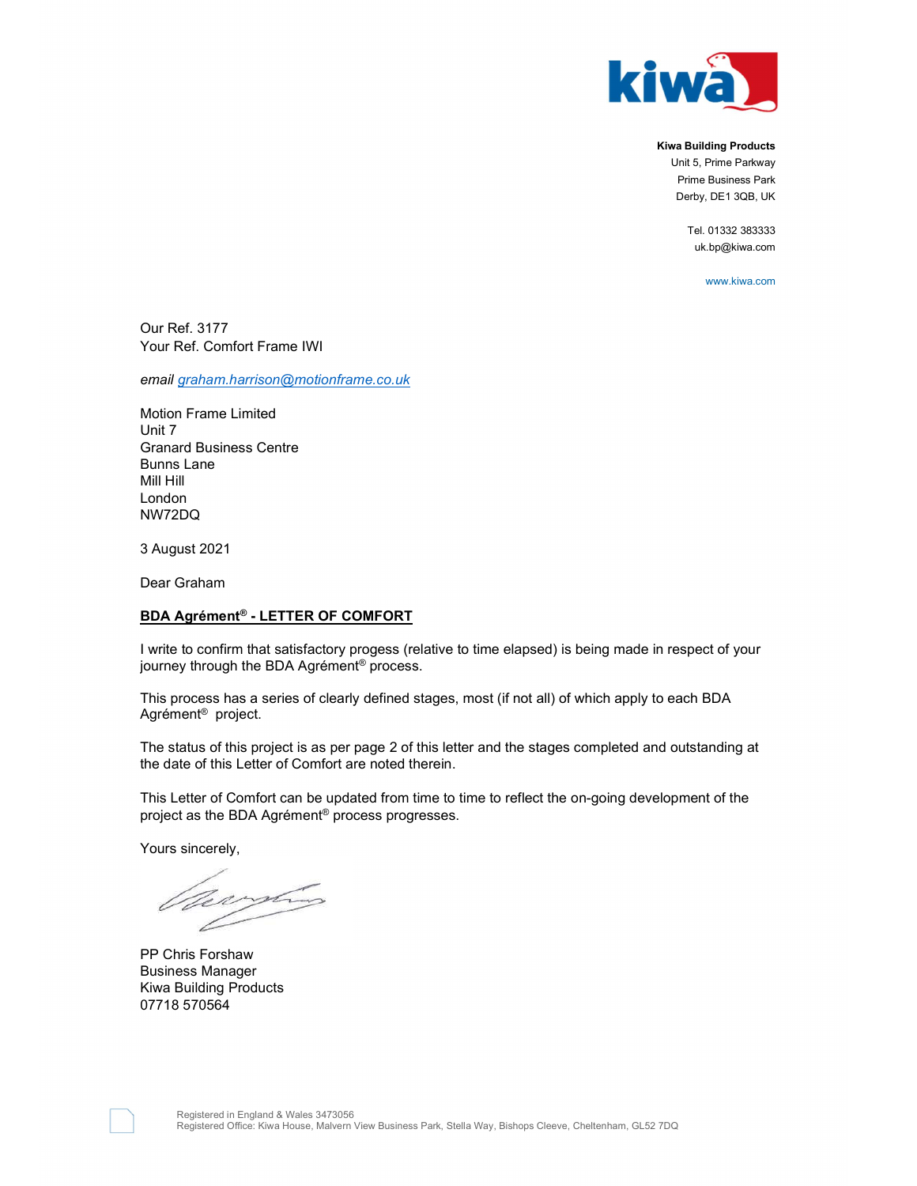**Kiwa Building Products**
Unit 5, Prime Parkway
Prime Business Park
Derby, DE1 3QB, UK

Tel. 01332 383333
uk.bp@kiwa.com

www.kiwa.com

Our Ref. 3177
Your Ref. Comfort Frame IWI

*email* graham.harrison@motionframe.co.uk

Motion Frame Limited
Unit 7
Granard Business Centre
Bunns Lane
Mill Hill
London
NW72DQ

3 August 2021

Dear Graham

**BDA Agrément® - LETTER OF COMFORT**

I write to confirm that satisfactory progess (relative to time elapsed) is being made in respect of your journey through the BDA Agrément® process.

This process has a series of clearly defined stages, most (if not all) of which apply to each BDA Agrément® project.

The status of this project is as per page 2 of this letter and the stages completed and outstanding at the date of this Letter of Comfort are noted therein.

This Letter of Comfort can be updated from time to time to reflect the on-going development of the project as the BDA Agrément® process progresses.

Yours sincerely,

PP Chris Forshaw
Business Manager
Kiwa Building Products
07718 570564

Registered in England & Wales 3473056
Registered Office: Kiwa House, Malvern View Business Park, Stella Way, Bishops Cleeve, Cheltenham, GL52 7DQ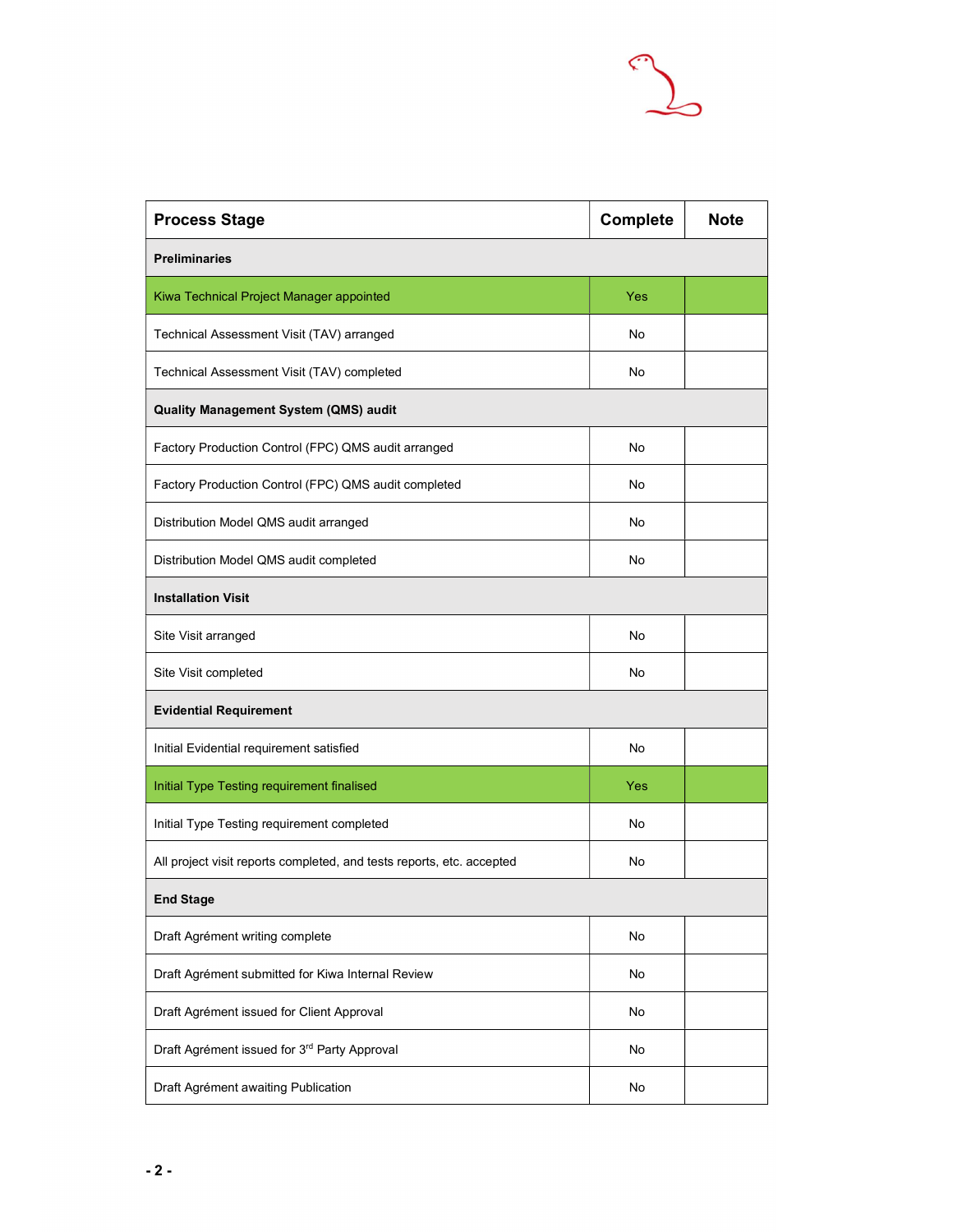| Process Stage | Complete | Note |
|---|---|---|
| **Preliminaries** | | |
| Kiwa Technical Project Manager appointed | Yes | |
| Technical Assessment Visit (TAV) arranged | No | |
| Technical Assessment Visit (TAV) completed | No | |
| **Quality Management System (QMS) audit** | | |
| Factory Production Control (FPC) QMS audit arranged | No | |
| Factory Production Control (FPC) QMS audit completed | No | |
| Distribution Model QMS audit arranged | No | |
| Distribution Model QMS audit completed | No | |
| **Installation Visit** | | |
| Site Visit arranged | No | |
| Site Visit completed | No | |
| **Evidential Requirement** | | |
| Initial Evidential requirement satisfied | No | |
| Initial Type Testing requirement finalised | Yes | |
| Initial Type Testing requirement completed | No | |
| All project visit reports completed, and tests reports, etc. accepted | No | |
| **End Stage** | | |
| Draft Agrément writing complete | No | |
| Draft Agrément submitted for Kiwa Internal Review | No | |
| Draft Agrément issued for Client Approval | No | |
| Draft Agrément issued for 3rd Party Approval | No | |
| Draft Agrément awaiting Publication | No | |